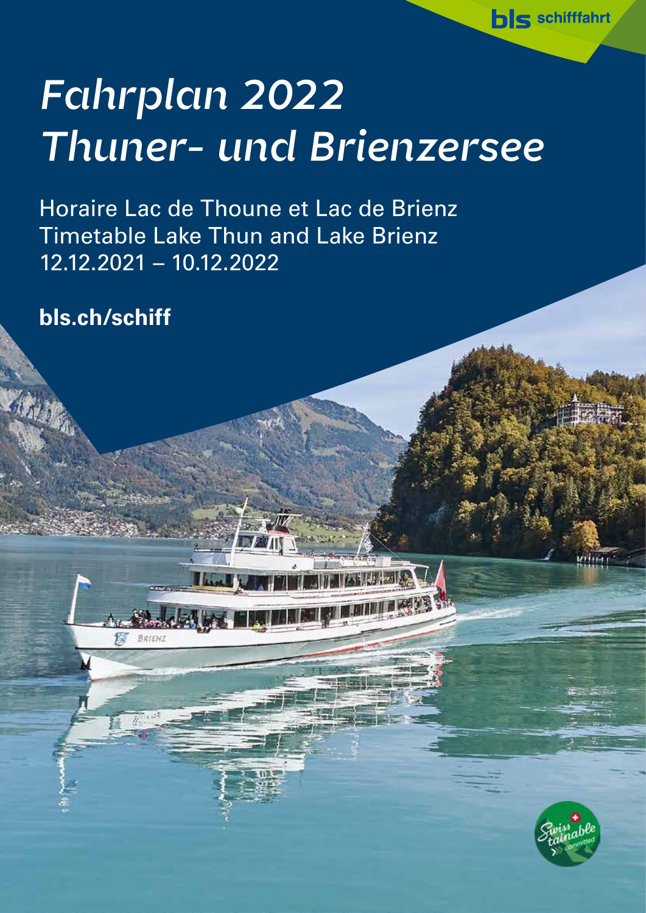bls schifffahrt

# *Fahrplan 2022 Thuner- und Brienzersee*

Horaire Lac de Thoune et Lac de Brienz
Timetable Lake Thun and Lake Brienz
12.12.2021 – 10.12.2022

**bls.ch/schiff**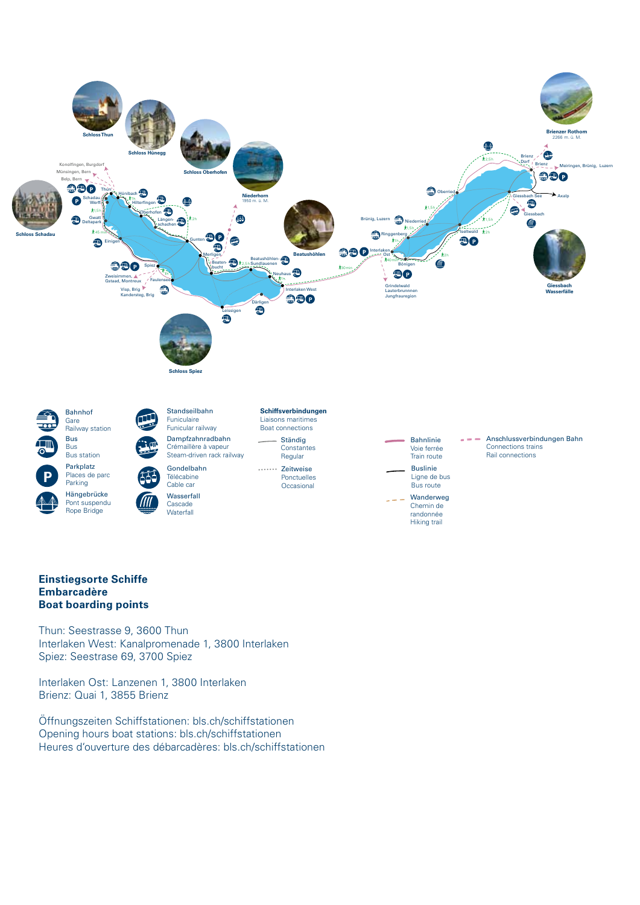Schloss Thun

Schloss Hünegg

Schloss Oberhofen

Niederhorn
1950 m. ü. M.

Schloss Schadau

Beatushöhlen

Brienzer Rothorn
2266 m. ü. M.

Giessbach Wasserfälle

Schloss Spiez

Konolfingen, Burgdorf
Münsingen, Bern
Belp, Bern

Thun, Hünibach, Hilterfingen, Oberhofen, Längenschachen, Gunten, Merligen, Beatenbucht, Beatushöhlen-Sundlauenen, Neuhaus, Interlaken West, Därligen, Leissigen, Faulensee, Spiez, Einigen, Gwatt Deltapark, Schadau Werft

Zweisimmen, Gstaad, Montreux
Visp, Brig
Kandersteg, Brig

Interlaken Ost, Bönigen, Ringgenberg, Niederried, Oberried, Iseltwald, Giessbach See, Giessbach, Brienz Dorf, Brienz

Brünig, Luzern

Meiringen, Brünig, Luzern

Axalp

Grindelwald
Lauterbrunnen
Jungfrauregion

| | | | |
|---|---|---|---|
| Bahnhof / Gare / Railway station | Standseilbahn / Funiculaire / Funicular railway | **Schiffsverbindungen** / Liaisons maritimes / Boat connections | Bahnlinie / Voie ferrée / Train route |
| Bus / Bus / Bus station | Dampfzahnradbahn / Crémaillère à vapeur / Steam-driven rack railway | Ständig / Constantes / Regular | Buslinie / Ligne de bus / Bus route |
| Parkplatz / Places de parc / Parking | Gondelbahn / Télécabine / Cable car | Zeitweise / Ponctuelles / Occasional | Wanderweg / Chemin de randonnée / Hiking trail |
| Hängebrücke / Pont suspendu / Rope Bridge | Wasserfall / Cascade / Waterfall | | Anschlussverbindungen Bahn / Connections trains / Rail connections |

## Einstiegsorte Schiffe
## Embarcadère
## Boat boarding points

Thun: Seestrasse 9, 3600 Thun
Interlaken West: Kanalpromenade 1, 3800 Interlaken
Spiez: Seestrase 69, 3700 Spiez

Interlaken Ost: Lanzenen 1, 3800 Interlaken
Brienz: Quai 1, 3855 Brienz

Öffnungszeiten Schiffstationen: bls.ch/schiffstationen
Opening hours boat stations: bls.ch/schiffstationen
Heures d'ouverture des débarcadères: bls.ch/schiffstationen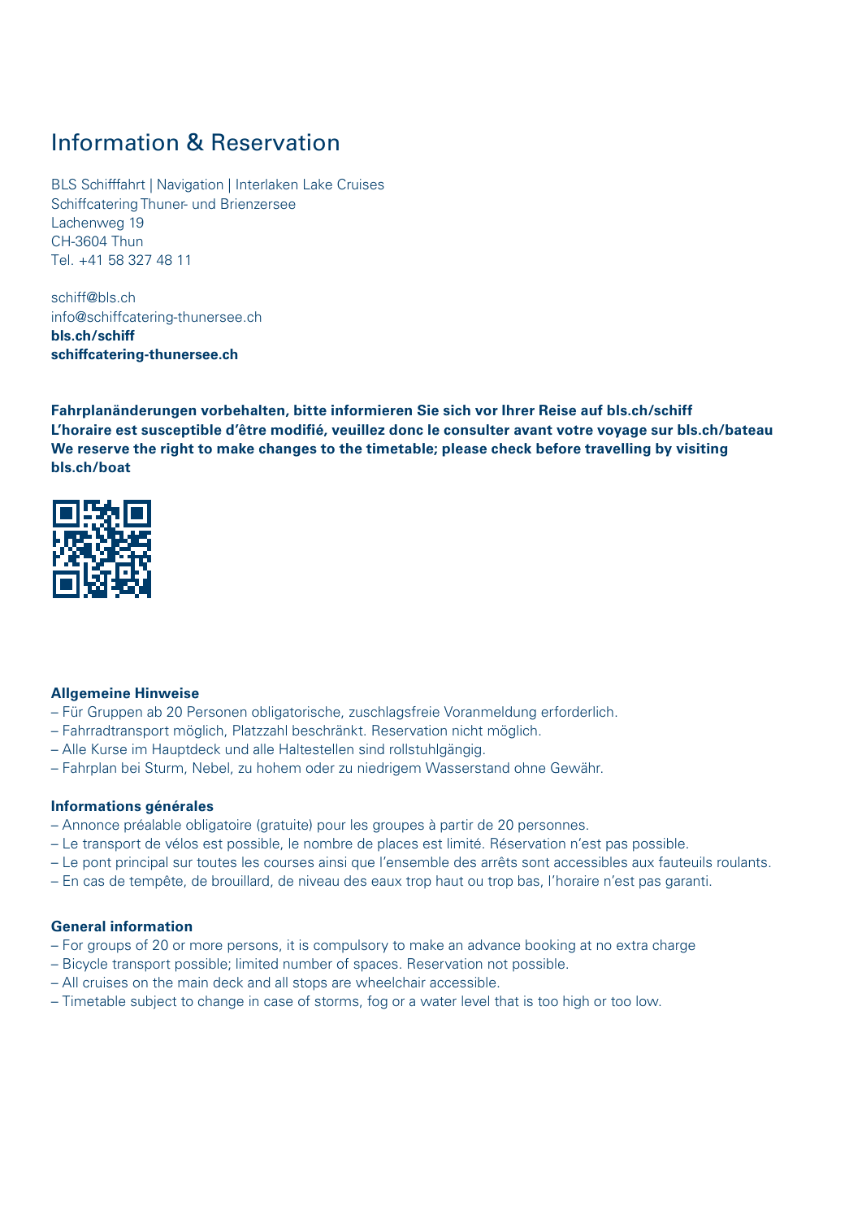# Information & Reservation

BLS Schifffahrt | Navigation | Interlaken Lake Cruises
Schiffcatering Thuner- und Brienzersee
Lachenweg 19
CH-3604 Thun
Tel. +41 58 327 48 11

schiff@bls.ch
info@schiffcatering-thunersee.ch
**bls.ch/schiff**
**schiffcatering-thunersee.ch**

**Fahrplanänderungen vorbehalten, bitte informieren Sie sich vor Ihrer Reise auf bls.ch/schiff**
**L'horaire est susceptible d'être modifié, veuillez donc le consulter avant votre voyage sur bls.ch/bateau**
**We reserve the right to make changes to the timetable; please check before travelling by visiting bls.ch/boat**

### Allgemeine Hinweise

– Für Gruppen ab 20 Personen obligatorische, zuschlagsfreie Voranmeldung erforderlich.
– Fahrradtransport möglich, Platzzahl beschränkt. Reservation nicht möglich.
– Alle Kurse im Hauptdeck und alle Haltestellen sind rollstuhlgängig.
– Fahrplan bei Sturm, Nebel, zu hohem oder zu niedrigem Wasserstand ohne Gewähr.

### Informations générales

– Annonce préalable obligatoire (gratuite) pour les groupes à partir de 20 personnes.
– Le transport de vélos est possible, le nombre de places est limité. Réservation n'est pas possible.
– Le pont principal sur toutes les courses ainsi que l'ensemble des arrêts sont accessibles aux fauteuils roulants.
– En cas de tempête, de brouillard, de niveau des eaux trop haut ou trop bas, l'horaire n'est pas garanti.

### General information

– For groups of 20 or more persons, it is compulsory to make an advance booking at no extra charge
– Bicycle transport possible; limited number of spaces. Reservation not possible.
– All cruises on the main deck and all stops are wheelchair accessible.
– Timetable subject to change in case of storms, fog or a water level that is too high or too low.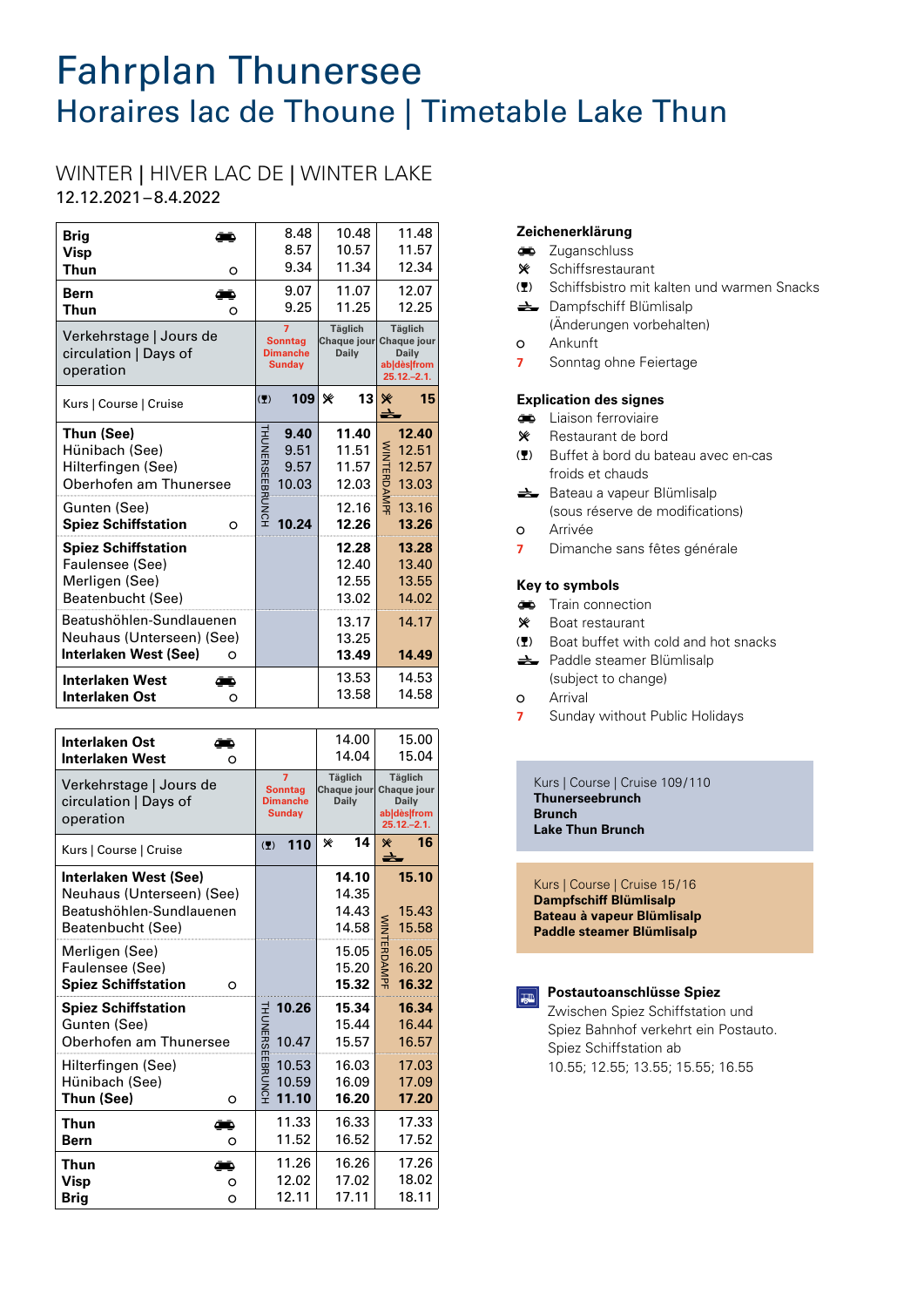# Fahrplan Thunersee

## Horaires lac de Thoune | Timetable Lake Thun

### WINTER | HIVER LAC DE | WINTER LAKE

12.12.2021 – 8.4.2022

| | | | |
|---|---|---|---|
| **Brig** 🚆 | 8.48 | 10.48 | 11.48 |
| **Visp** | 8.57 | 10.57 | 11.57 |
| **Thun** o | 9.34 | 11.34 | 12.34 |
| **Bern** 🚆 | 9.07 | 11.07 | 12.07 |
| **Thun** o | 9.25 | 11.25 | 12.25 |
| Verkehrstage \| Jours de circulation \| Days of operation | 7 Sonntag Dimanche Sunday | Täglich Chaque jour Daily | Täglich Chaque jour Daily ab\|dès\|from 25.12.–2.1. |
| Kurs \| Course \| Cruise | (🍷) 109 | ✕ 13 | ✕ ⛴ 15 |
| **Thun (See)** | **9.40** THUNERSEEBRUNCH | **11.40** | **12.40** WINTERDAMPF |
| Hünibach (See) | 9.51 | 11.51 | 12.51 |
| Hilterfingen (See) | 9.57 | 11.57 | 12.57 |
| Oberhofen am Thunersee | 10.03 | 12.03 | 13.03 |
| Gunten (See) | | 12.16 | 13.16 |
| **Spiez Schiffstation** o | **10.24** | **12.26** | **13.26** |
| **Spiez Schiffstation** | | **12.28** | **13.28** |
| Faulensee (See) | | 12.40 | 13.40 |
| Merligen (See) | | 12.55 | 13.55 |
| Beatenbucht (See) | | 13.02 | 14.02 |
| Beatushöhlen-Sundlauenen | | 13.17 | 14.17 |
| Neuhaus (Unterseen) (See) | | 13.25 | |
| **Interlaken West (See)** o | | **13.49** | **14.49** |
| **Interlaken West** 🚆 | | 13.53 | 14.53 |
| **Interlaken Ost** o | | 13.58 | 14.58 |

| | | | |
|---|---|---|---|
| **Interlaken Ost** 🚆 | | 14.00 | 15.00 |
| **Interlaken West** o | | 14.04 | 15.04 |
| Verkehrstage \| Jours de circulation \| Days of operation | 7 Sonntag Dimanche Sunday | Täglich Chaque jour Daily | Täglich Chaque jour Daily ab\|dès\|from 25.12.–2.1. |
| Kurs \| Course \| Cruise | (🍷) 110 | ✕ 14 | ✕ ⛴ 16 |
| **Interlaken West (See)** | | **14.10** | **15.10** WINTERDAMPF |
| Neuhaus (Unterseen) (See) | | 14.35 | |
| Beatushöhlen-Sundlauenen | | 14.43 | 15.43 |
| Beatenbucht (See) | | 14.58 | 15.58 |
| Merligen (See) | | 15.05 | 16.05 |
| Faulensee (See) | | 15.20 | 16.20 |
| **Spiez Schiffstation** o | | **15.32** | **16.32** |
| **Spiez Schiffstation** | **10.26** THUNERSEEBRUNCH | **15.34** | **16.34** |
| Gunten (See) | | 15.44 | 16.44 |
| Oberhofen am Thunersee | 10.47 | 15.57 | 16.57 |
| Hilterfingen (See) | 10.53 | 16.03 | 17.03 |
| Hünibach (See) | 10.59 | 16.09 | 17.09 |
| **Thun (See)** o | **11.10** | **16.20** | **17.20** |
| **Thun** 🚆 | 11.33 | 16.33 | 17.33 |
| **Bern** o | 11.52 | 16.52 | 17.52 |
| **Thun** 🚆 | 11.26 | 16.26 | 17.26 |
| **Visp** o | 12.02 | 17.02 | 18.02 |
| **Brig** o | 12.11 | 17.11 | 18.11 |

**Zeichenerklärung**
- 🚆 Zuganschluss
- ✕ Schiffsrestaurant
- (🍷) Schiffsbistro mit kalten und warmen Snacks
- ⛴ Dampfschiff Blümlisalp (Änderungen vorbehalten)
- o Ankunft
- 7 Sonntag ohne Feiertage

**Explication des signes**
- 🚆 Liaison ferroviaire
- ✕ Restaurant de bord
- (🍷) Buffet à bord du bateau avec en-cas froids et chauds
- ⛴ Bateau a vapeur Blümlisalp (sous réserve de modifications)
- o Arrivée
- 7 Dimanche sans fêtes générale

**Key to symbols**
- 🚆 Train connection
- ✕ Boat restaurant
- (🍷) Boat buffet with cold and hot snacks
- ⛴ Paddle steamer Blümlisalp (subject to change)
- o Arrival
- 7 Sunday without Public Holidays

Kurs | Course | Cruise 109/110
**Thunerseebrunch**
**Brunch**
**Lake Thun Brunch**

Kurs | Course | Cruise 15/16
**Dampfschiff Blümlisalp**
**Bateau à vapeur Blümlisalp**
**Paddle steamer Blümlisalp**

**Postautoanschlüsse Spiez**
Zwischen Spiez Schiffstation und Spiez Bahnhof verkehrt ein Postauto.
Spiez Schiffstation ab
10.55; 12.55; 13.55; 15.55; 16.55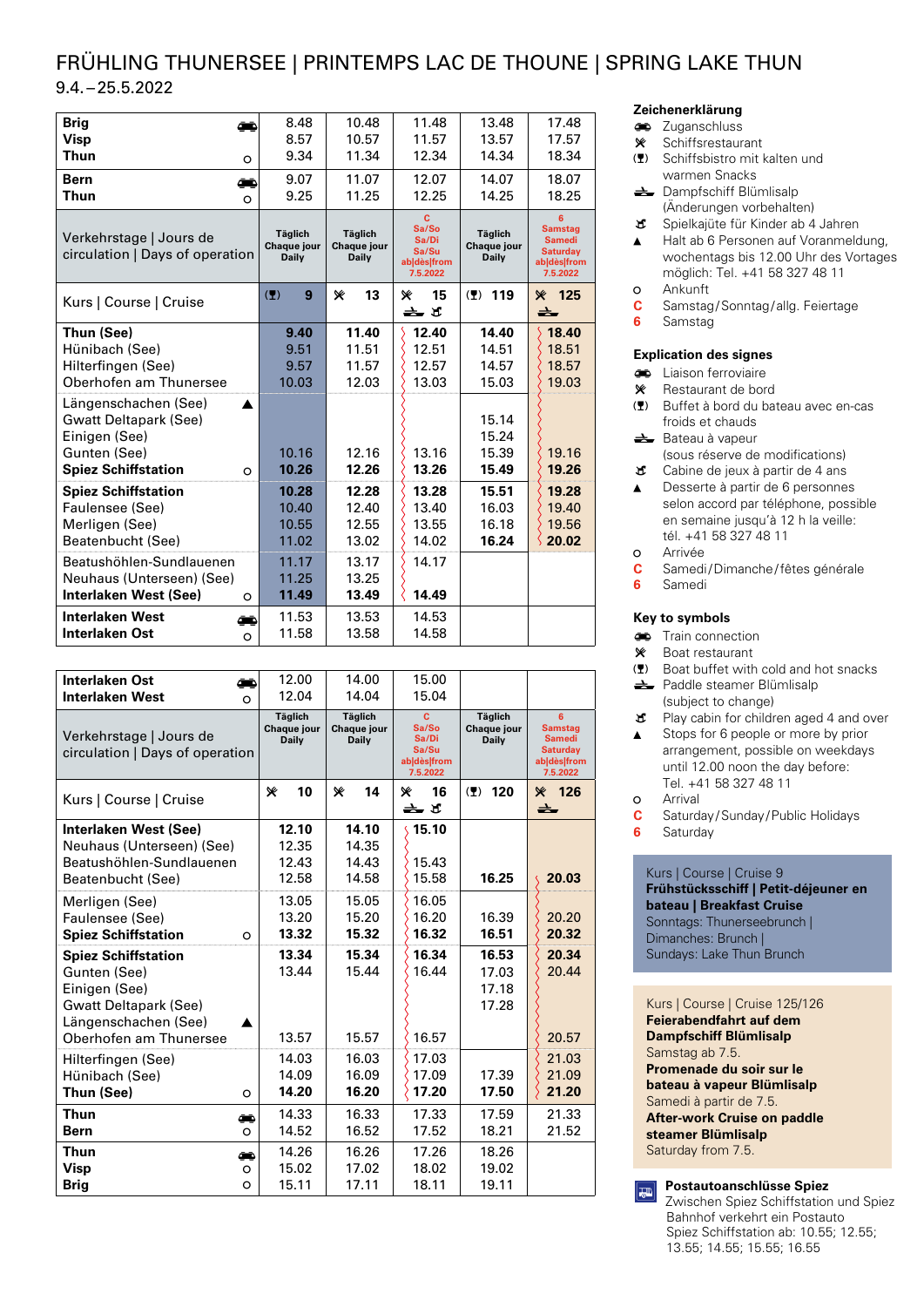# FRÜHLING THUNERSEE | PRINTEMPS LAC DE THOUNE | SPRING LAKE THUN

9.4.–25.5.2022

| | | | | | |
|---|---|---|---|---|---|
| **Brig** 🚂 | 8.48 | 10.48 | 11.48 | 13.48 | 17.48 |
| **Visp** | 8.57 | 10.57 | 11.57 | 13.57 | 17.57 |
| **Thun** ○ | 9.34 | 11.34 | 12.34 | 14.34 | 18.34 |
| **Bern** 🚂 | 9.07 | 11.07 | 12.07 | 14.07 | 18.07 |
| **Thun** ○ | 9.25 | 11.25 | 12.25 | 14.25 | 18.25 |
| Verkehrstage \| Jours de circulation \| Days of operation | Täglich Chaque jour Daily | Täglich Chaque jour Daily | C Sa/So Sa/Di Sa/Su ab\|dès\|from 7.5.2022 | Täglich Chaque jour Daily | 6 Samstag Samedi Saturday ab\|dès\|from 7.5.2022 |
| Kurs \| Course \| Cruise | (🍷) 9 | ✗ 13 | ✗ 15 ⛴ 🧸 | (🍷) 119 | ✗ 125 ⛴ |
| **Thun (See)** | **9.40** | **11.40** | **12.40** | **14.40** | **18.40** |
| Hünibach (See) | 9.51 | 11.51 | 12.51 | 14.51 | 18.51 |
| Hilterfingen (See) | 9.57 | 11.57 | 12.57 | 14.57 | 18.57 |
| Oberhofen am Thunersee | 10.03 | 12.03 | 13.03 | 15.03 | 19.03 |
| Längenschachen (See) ▲ | | | | | |
| Gwatt Deltapark (See) | | | | 15.14 | |
| Einigen (See) | | | | 15.24 | |
| Gunten (See) | 10.16 | 12.16 | 13.16 | 15.39 | 19.16 |
| **Spiez Schiffstation** ○ | **10.26** | **12.26** | **13.26** | **15.49** | **19.26** |
| **Spiez Schiffstation** | **10.28** | **12.28** | **13.28** | **15.51** | **19.28** |
| Faulensee (See) | 10.40 | 12.40 | 13.40 | 16.03 | 19.40 |
| Merligen (See) | 10.55 | 12.55 | 13.55 | 16.18 | 19.56 |
| Beatenbucht (See) | 11.02 | 13.02 | 14.02 | **16.24** | **20.02** |
| Beatushöhlen-Sundlauenen | 11.17 | 13.17 | 14.17 | | |
| Neuhaus (Unterseen) (See) | 11.25 | 13.25 | | | |
| **Interlaken West (See)** ○ | **11.49** | **13.49** | **14.49** | | |
| **Interlaken West** 🚂 | 11.53 | 13.53 | 14.53 | | |
| **Interlaken Ost** ○ | 11.58 | 13.58 | 14.58 | | |

| | | | | | |
|---|---|---|---|---|---|
| **Interlaken Ost** 🚂 | 12.00 | 14.00 | 15.00 | | |
| **Interlaken West** ○ | 12.04 | 14.04 | 15.04 | | |
| Verkehrstage \| Jours de circulation \| Days of operation | Täglich Chaque jour Daily | Täglich Chaque jour Daily | C Sa/So Sa/Di Sa/Su ab\|dès\|from 7.5.2022 | Täglich Chaque jour Daily | 6 Samstag Samedi Saturday ab\|dès\|from 7.5.2022 |
| Kurs \| Course \| Cruise | ✗ 10 | ✗ 14 | ✗ 16 ⛴ 🧸 | (🍷) 120 | ✗ 126 ⛴ |
| **Interlaken West (See)** | **12.10** | **14.10** | **15.10** | | |
| Neuhaus (Unterseen) (See) | 12.35 | 14.35 | | | |
| Beatushöhlen-Sundlauenen | 12.43 | 14.43 | 15.43 | | |
| Beatenbucht (See) | 12.58 | 14.58 | 15.58 | **16.25** | **20.03** |
| Merligen (See) | 13.05 | 15.05 | 16.05 | | |
| Faulensee (See) | 13.20 | 15.20 | 16.20 | 16.39 | 20.20 |
| **Spiez Schiffstation** ○ | **13.32** | **15.32** | **16.32** | **16.51** | **20.32** |
| **Spiez Schiffstation** | **13.34** | **15.34** | **16.34** | **16.53** | **20.34** |
| Gunten (See) | 13.44 | 15.44 | 16.44 | 17.03 | 20.44 |
| Einigen (See) | | | | 17.18 | |
| Gwatt Deltapark (See) | | | | 17.28 | |
| Längenschachen (See) ▲ | | | | | |
| Oberhofen am Thunersee | 13.57 | 15.57 | 16.57 | | 20.57 |
| Hilterfingen (See) | 14.03 | 16.03 | 17.03 | | 21.03 |
| Hünibach (See) | 14.09 | 16.09 | 17.09 | 17.39 | 21.09 |
| **Thun (See)** ○ | **14.20** | **16.20** | **17.20** | **17.50** | **21.20** |
| **Thun** 🚂 | 14.33 | 16.33 | 17.33 | 17.59 | 21.33 |
| **Bern** ○ | 14.52 | 16.52 | 17.52 | 18.21 | 21.52 |
| **Thun** 🚂 | 14.26 | 16.26 | 17.26 | 18.26 | |
| **Visp** ○ | 15.02 | 17.02 | 18.02 | 19.02 | |
| **Brig** ○ | 15.11 | 17.11 | 18.11 | 19.11 | |

## Zeichenerklärung

- 🚂 Zuganschluss
- ✗ Schiffsrestaurant
- (🍷) Schiffsbistro mit kalten und warmen Snacks
- ⛴ Dampfschiff Blümlisalp (Änderungen vorbehalten)
- 🧸 Spielkajüte für Kinder ab 4 Jahren
- ▲ Halt ab 6 Personen auf Voranmeldung, wochentags bis 12.00 Uhr des Vortages möglich: Tel. +41 58 327 48 11
- ○ Ankunft
- C Samstag/Sonntag/allg. Feiertage
- 6 Samstag

## Explication des signes

- 🚂 Liaison ferroviaire
- ✗ Restaurant de bord
- (🍷) Buffet à bord du bateau avec en-cas froids et chauds
- ⛴ Bateau à vapeur (sous réserve de modifications)
- 🧸 Cabine de jeux à partir de 4 ans
- ▲ Desserte à partir de 6 personnes selon accord par téléphone, possible en semaine jusqu'à 12 h la veille: tél. +41 58 327 48 11
- ○ Arrivée
- C Samedi/Dimanche/fêtes générale
- 6 Samedi

## Key to symbols

- 🚂 Train connection
- ✗ Boat restaurant
- (🍷) Boat buffet with cold and hot snacks
- ⛴ Paddle steamer Blümlisalp (subject to change)
- 🧸 Play cabin for children aged 4 and over
- ▲ Stops for 6 people or more by prior arrangement, possible on weekdays until 12.00 noon the day before: Tel. +41 58 327 48 11
- ○ Arrival
- C Saturday/Sunday/Public Holidays
- 6 Saturday

Kurs | Course | Cruise 9
**Frühstücksschiff | Petit-déjeuner en bateau | Breakfast Cruise**
Sonntags: Thunerseebrunch |
Dimanches: Brunch |
Sundays: Lake Thun Brunch

Kurs | Course | Cruise 125/126
**Feierabendfahrt auf dem Dampfschiff Blümlisalp**
Samstag ab 7.5.
**Promenade du soir sur le bateau à vapeur Blümlisalp**
Samedi à partir de 7.5.
**After-work Cruise on paddle steamer Blümlisalp**
Saturday from 7.5.

**Postautoanschlüsse Spiez**
Zwischen Spiez Schiffstation und Spiez Bahnhof verkehrt ein Postauto
Spiez Schiffstation ab: 10.55; 12.55; 13.55; 14.55; 15.55; 16.55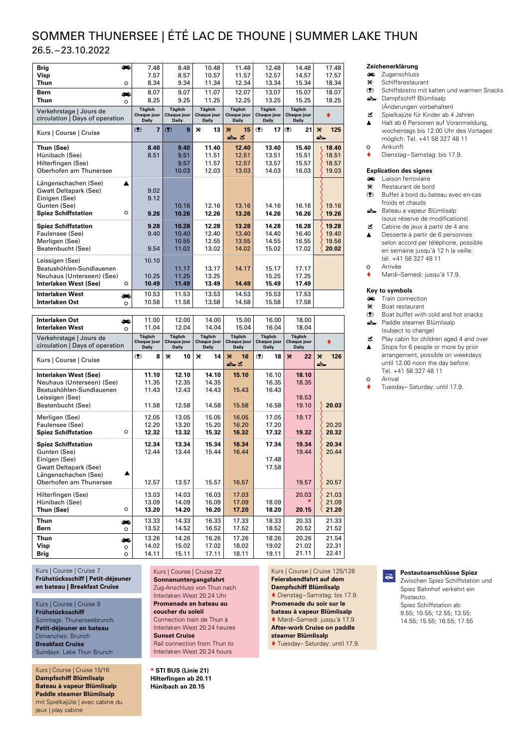# SOMMER THUNERSEE | ÉTÉ LAC DE THOUNE | SUMMER LAKE THUN

26.5.–23.10.2022

| | | | | | | | | |
|---|---|---|---|---|---|---|---|---|
| Brig | 🚂 | 7.48 | 8.48 | 10.48 | 11.48 | 12.48 | 14.48 | 17.48 |
| Visp | | 7.57 | 8.57 | 10.57 | 11.57 | 12.57 | 14.57 | 17.57 |
| Thun | ○ | 8.34 | 9.34 | 11.34 | 12.34 | 13.34 | 15.34 | 18.34 |
| Bern | 🚂 | 8.07 | 9.07 | 11.07 | 12.07 | 13.07 | 15.07 | 18.07 |
| Thun | ○ | 8.25 | 9.25 | 11.25 | 12.25 | 13.25 | 15.25 | 18.25 |
| Verkehrstage \| Jours de circulation \| Days of operation | | Täglich Chaque jour Daily | Täglich Chaque jour Daily | Täglich Chaque jour Daily | Täglich Chaque jour Daily | Täglich Chaque jour Daily | Täglich Chaque jour Daily | ♦ |
| Kurs \| Course \| Cruise | | (🍷) 7 | (🍷) 9 | ✕ 13 | ✕ 15 ⛴ ☋ | (🍷) 17 | (🍷) 21 | ✕ 125 ⛴ |
| Thun (See) | | 8.40 | 9.40 | 11.40 | 12.40 | 13.40 | 15.40 | 18.40 |
| Hünibach (See) | | 8.51 | 9.51 | 11.51 | 12.51 | 13.51 | 15.51 | 18.51 |
| Hilterfingen (See) | | | 9.57 | 11.57 | 12.57 | 13.57 | 15.57 | 18.57 |
| Oberhofen am Thunersee | | | 10.03 | 12.03 | 13.03 | 14.03 | 16.03 | 19.03 |
| Längenschachen (See) | ▲ | | | | | | | |
| Gwatt Deltapark (See) | | 9.02 | | | | | | |
| Einigen (See) | | 9.12 | | | | | | |
| Gunten (See) | | | 10.16 | 12.16 | 13.16 | 14.16 | 16.16 | 19.16 |
| Spiez Schiffstation | ○ | 9.26 | 10.26 | 12.26 | 13.26 | 14.26 | 16.26 | 19.26 |
| Spiez Schiffstation | | 9.28 | 10.28 | 12.28 | 13.28 | 14.28 | 16.28 | 19.28 |
| Faulensee (See) | | 9.40 | 10.40 | 12.40 | 13.40 | 14.40 | 16.40 | 19.40 |
| Merligen (See) | | | 10.55 | 12.55 | 13.55 | 14.55 | 16.55 | 19.56 |
| Beatenbucht (See) | | 9.54 | 11.02 | 13.02 | 14.02 | 15.02 | 17.02 | 20.02 |
| Leissigen (See) | | 10.10 | | | | | | |
| Beatushöhlen-Sundlauenen | | | 11.17 | 13.17 | 14.17 | 15.17 | 17.17 | |
| Neuhaus (Unterseen) (See) | | 10.25 | 11.25 | 13.25 | | 15.25 | 17.25 | |
| Interlaken West (See) | ○ | 10.49 | 11.49 | 13.49 | 14.49 | 15.49 | 17.49 | |
| Interlaken West | 🚂 | 10.53 | 11.53 | 13.53 | 14.53 | 15.53 | 17.53 | |
| Interlaken Ost | ○ | 10.58 | 11.58 | 13.58 | 14.58 | 15.58 | 17.58 | |

| | | | | | | | | |
|---|---|---|---|---|---|---|---|---|
| Interlaken Ost | 🚂 | 11.00 | 12.00 | 14.00 | 15.00 | 16.00 | 18.00 | |
| Interlaken West | ○ | 11.04 | 12.04 | 14.04 | 15.04 | 16.04 | 18.04 | |
| Verkehrstage \| Jours de circulation \| Days of operation | | Täglich Chaque jour Daily | Täglich Chaque jour Daily | Täglich Chaque jour Daily | Täglich Chaque jour Daily | Täglich Chaque jour Daily | Täglich Chaque jour Daily | ♦ |
| Kurs \| Course \| Cruise | | (🍷) 8 | ✕ 10 | ✕ 14 | ✕ 16 ⛴ ☋ | (🍷) 18 | ✕ 22 | ✕ 126 ⛴ |
| Interlaken West (See) | | 11.10 | 12.10 | 14.10 | 15.10 | 16.10 | 18.10 | |
| Neuhaus (Unterseen) (See) | | 11.35 | 12.35 | 14.35 | | 16.35 | 18.35 | |
| Beatushöhlen-Sundlauenen | | 11.43 | 12.43 | 14.43 | 15.43 | 16.43 | | |
| Leissigen (See) | | | | | | | 18.53 | |
| Beatenbucht (See) | | 11.58 | 12.58 | 14.58 | 15.58 | 16.58 | 19.10 | 20.03 |
| Merligen (See) | | 12.05 | 13.05 | 15.05 | 16.05 | 17.05 | 19.17 | |
| Faulensee (See) | | 12.20 | 13.20 | 15.20 | 16.20 | 17.20 | | 20.20 |
| Spiez Schiffstation | ○ | 12.32 | 13.32 | 15.32 | 16.32 | 17.32 | 19.32 | 20.32 |
| Spiez Schiffstation | | 12.34 | 13.34 | 15.34 | 16.34 | 17.34 | 19.34 | 20.34 |
| Gunten (See) | | 12.44 | 13.44 | 15.44 | 16.44 | | 19.44 | 20.44 |
| Einigen (See) | | | | | | 17.48 | | |
| Gwatt Deltapark (See) | | | | | | 17.58 | | |
| Längenschachen (See) | ▲ | | | | | | | |
| Oberhofen am Thunersee | | 12.57 | 13.57 | 15.57 | 16.57 | | 19.57 | 20.57 |
| Hilterfingen (See) | | 13.03 | 14.03 | 16.03 | 17.03 | | 20.03 * | 21.03 |
| Hünibach (See) | | 13.09 | 14.09 | 16.09 | 17.09 | 18.09 | | 21.09 |
| Thun (See) | ○ | 13.20 | 14.20 | 16.20 | 17.20 | 18.20 | 20.15 | 21.20 |
| Thun | 🚂 | 13.33 | 14.33 | 16.33 | 17.33 | 18.33 | 20.33 | 21.33 |
| Bern | ○ | 13.52 | 14.52 | 16.52 | 17.52 | 18.52 | 20.52 | 21.52 |
| Thun | 🚂 | 13.26 | 14.26 | 16.26 | 17.26 | 18.26 | 20.26 | 21.54 |
| Visp | ○ | 14.02 | 15.02 | 17.02 | 18.02 | 19.02 | 21.02 | 22.31 |
| Brig | ○ | 14.11 | 15.11 | 17.11 | 18.11 | 19.11 | 21.11 | 22.41 |

### Zeichenerklärung
- 🚂 Zuganschluss
- ✕ Schiffsrestaurant
- (🍷) Schiffsbistro mit kalten und warmen Snacks
- ⛴ Dampfschiff Blümlisalp (Änderungen vorbehalten)
- ☋ Spielkajüte für Kinder ab 4 Jahren
- ▲ Halt ab 6 Personen auf Voranmeldung, wochentags bis 12.00 Uhr des Vortages möglich: Tel. +41 58 327 48 11
- ○ Ankunft
- ♦ Dienstag–Samstag: bis 17.9.

### Explication des signes
- 🚂 Liaison ferroviaire
- ✕ Restaurant de bord
- (🍷) Buffet à bord du bateau avec en-cas froids et chauds
- ⛴ Bateau a vapeur Blümlisalp (sous réserve de modifications)
- ☋ Cabine de jeux à partir de 4 ans
- ▲ Desserte à partir de 6 personnes selon accord par téléphone, possible en semaine jusqu'à 12 h la veille: tél. +41 58 327 48 11
- ○ Arrivée
- ♦ Mardi–Samedi: jusqu'à 17.9.

### Key to symbols
- 🚂 Train connection
- ✕ Boat restaurant
- (🍷) Boat buffet with cold and hot snacks
- ⛴ Paddle steamer Blümlisalp (subject to change)
- ☋ Play cabin for children aged 4 and over
- ▲ Stops for 6 people or more by prior arrangement, possible on weekdays until 12.00 noon the day before: Tel. +41 58 327 48 11
- ○ Arrival
- ♦ Tuesday– Saturday: until 17.9.

Kurs | Course | Cruise 7
**Frühstücksschiff | Petit-déjeuner en bateau | Breakfast Cruise**

Kurs | Course | Cruise 9
**Frühstücksschiff**
Sonntags: Thunerseebrunch
**Petit-déjeuner en bateau**
Dimanches: Brunch
**Breakfast Cruise**
Sundays: Lake Thun Brunch

Kurs | Course | Cruise 15/16
**Dampfschiff Blümlisalp**
**Bateau à vapeur Blümlisalp**
**Paddle steamer Blümlisalp**
mit Spielkajüte | avec cabine du jeux | play cabine

Kurs | Course | Cruise 22
**Sonnenuntergangsfahrt**
Zug-Anschluss von Thun nach Interlaken West 20.24 Uhr
**Promenade en bateau au coucher du soleil**
Connection train de Thun à Interlaken West 20.24 heures
**Sunset Cruise**
Rail connection from Thun to Interlaken West 20.24 hours

**\* STI BUS (Linie 21)**
**Hilterfingen ab 20.11**
**Hünibach an 20.15**

Kurs | Course | Cruise 125/126
**Feierabendfahrt auf dem Dampfschiff Blümlisalp**
♦ Dienstag–Samstag: bis 17.9.
**Promenade du soir sur le bateau à vapeur Blümlisalp**
♦ Mardi–Samedi: jusqu'à 17.9.
**After-work Cruise on paddle steamer Blümlisalp**
♦ Tuesday– Saturday: until 17.9.

**Postautoanschlüsse Spiez**
Zwischen Spiez Schiffstation und Spiez Bahnhof verkehrt ein Postauto.
Spiez Schiffstation ab:
9.55; 10.55; 12.55; 13.55; 14.55; 15.55; 16.55; 17.55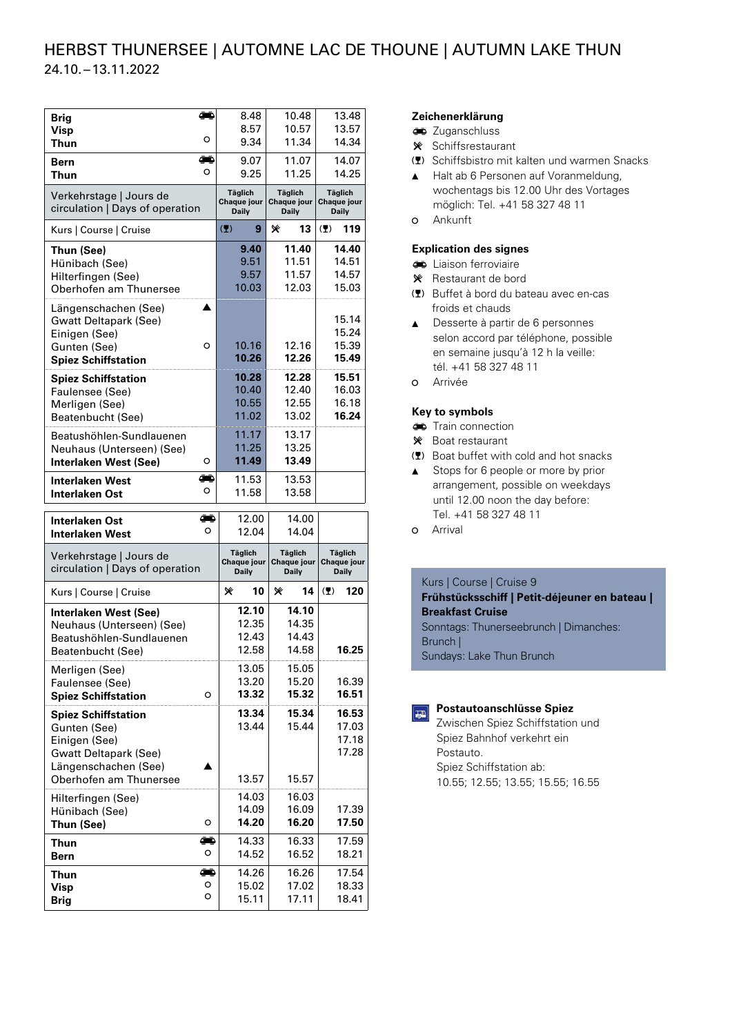# HERBST THUNERSEE | AUTOMNE LAC DE THOUNE | AUTUMN LAKE THUN

24.10.–13.11.2022

| | | | | |
|---|---|---|---|---|
| **Brig** | 🚆 | 8.48 | 10.48 | 13.48 |
| **Visp** | | 8.57 | 10.57 | 13.57 |
| **Thun** | o | 9.34 | 11.34 | 14.34 |
| **Bern** | 🚆 | 9.07 | 11.07 | 14.07 |
| **Thun** | o | 9.25 | 11.25 | 14.25 |
| Verkehrstage \| Jours de circulation \| Days of operation | | Täglich Chaque jour Daily | Täglich Chaque jour Daily | Täglich Chaque jour Daily |
| Kurs \| Course \| Cruise | | (🍷) **9** | ✗ **13** | (🍷) **119** |
| **Thun (See)** | | **9.40** | **11.40** | **14.40** |
| Hünibach (See) | | 9.51 | 11.51 | 14.51 |
| Hilterfingen (See) | | 9.57 | 11.57 | 14.57 |
| Oberhofen am Thunersee | | 10.03 | 12.03 | 15.03 |
| Längenschachen (See) | ▲ | | | |
| Gwatt Deltapark (See) | | | | 15.14 |
| Einigen (See) | | | | 15.24 |
| Gunten (See) | o | 10.16 | 12.16 | 15.39 |
| **Spiez Schiffstation** | | **10.26** | **12.26** | **15.49** |
| **Spiez Schiffstation** | | **10.28** | **12.28** | **15.51** |
| Faulensee (See) | | 10.40 | 12.40 | 16.03 |
| Merligen (See) | | 10.55 | 12.55 | 16.18 |
| Beatenbucht (See) | | 11.02 | 13.02 | **16.24** |
| Beatushöhlen-Sundlauenen | | 11.17 | 13.17 | |
| Neuhaus (Unterseen) (See) | | 11.25 | 13.25 | |
| **Interlaken West (See)** | o | **11.49** | **13.49** | |
| **Interlaken West** | 🚆 | 11.53 | 13.53 | |
| **Interlaken Ost** | o | 11.58 | 13.58 | |

| | | | | |
|---|---|---|---|---|
| **Interlaken Ost** | 🚆 | 12.00 | 14.00 | |
| **Interlaken West** | o | 12.04 | 14.04 | |
| Verkehrstage \| Jours de circulation \| Days of operation | | Täglich Chaque jour Daily | Täglich Chaque jour Daily | Täglich Chaque jour Daily |
| Kurs \| Course \| Cruise | | ✗ **10** | ✗ **14** | (🍷) **120** |
| **Interlaken West (See)** | | **12.10** | **14.10** | |
| Neuhaus (Unterseen) (See) | | 12.35 | 14.35 | |
| Beatushöhlen-Sundlauenen | | 12.43 | 14.43 | |
| Beatenbucht (See) | | 12.58 | 14.58 | **16.25** |
| Merligen (See) | | 13.05 | 15.05 | |
| Faulensee (See) | | 13.20 | 15.20 | 16.39 |
| **Spiez Schiffstation** | o | **13.32** | **15.32** | **16.51** |
| **Spiez Schiffstation** | | **13.34** | **15.34** | **16.53** |
| Gunten (See) | | 13.44 | 15.44 | 17.03 |
| Einigen (See) | | | | 17.18 |
| Gwatt Deltapark (See) | | | | 17.28 |
| Längenschachen (See) | ▲ | | | |
| Oberhofen am Thunersee | | 13.57 | 15.57 | |
| Hilterfingen (See) | | 14.03 | 16.03 | |
| Hünibach (See) | | 14.09 | 16.09 | 17.39 |
| **Thun (See)** | o | **14.20** | **16.20** | **17.50** |
| **Thun** | 🚆 | 14.33 | 16.33 | 17.59 |
| **Bern** | o | 14.52 | 16.52 | 18.21 |
| **Thun** | 🚆 | 14.26 | 16.26 | 17.54 |
| **Visp** | o | 15.02 | 17.02 | 18.33 |
| **Brig** | o | 15.11 | 17.11 | 18.41 |

### Zeichenerklärung

- 🚆 Zuganschluss
- ✗ Schiffsrestaurant
- (🍷) Schiffsbistro mit kalten und warmen Snacks
- ▲ Halt ab 6 Personen auf Voranmeldung, wochentags bis 12.00 Uhr des Vortages möglich: Tel. +41 58 327 48 11
- o Ankunft

### Explication des signes

- 🚆 Liaison ferroviaire
- ✗ Restaurant de bord
- (🍷) Buffet à bord du bateau avec en-cas froids et chauds
- ▲ Desserte à partir de 6 personnes selon accord par téléphone, possible en semaine jusqu'à 12 h la veille: tél. +41 58 327 48 11
- o Arrivée

### Key to symbols

- 🚆 Train connection
- ✗ Boat restaurant
- (🍷) Boat buffet with cold and hot snacks
- ▲ Stops for 6 people or more by prior arrangement, possible on weekdays until 12.00 noon the day before: Tel. +41 58 327 48 11
- o Arrival

Kurs | Course | Cruise 9
**Frühstücksschiff | Petit-déjeuner en bateau | Breakfast Cruise**
Sonntags: Thunerseebrunch | Dimanches: Brunch |
Sundays: Lake Thun Brunch

**Postautoanschlüsse Spiez**
Zwischen Spiez Schiffstation und Spiez Bahnhof verkehrt ein Postauto.
Spiez Schiffstation ab:
10.55; 12.55; 13.55; 15.55; 16.55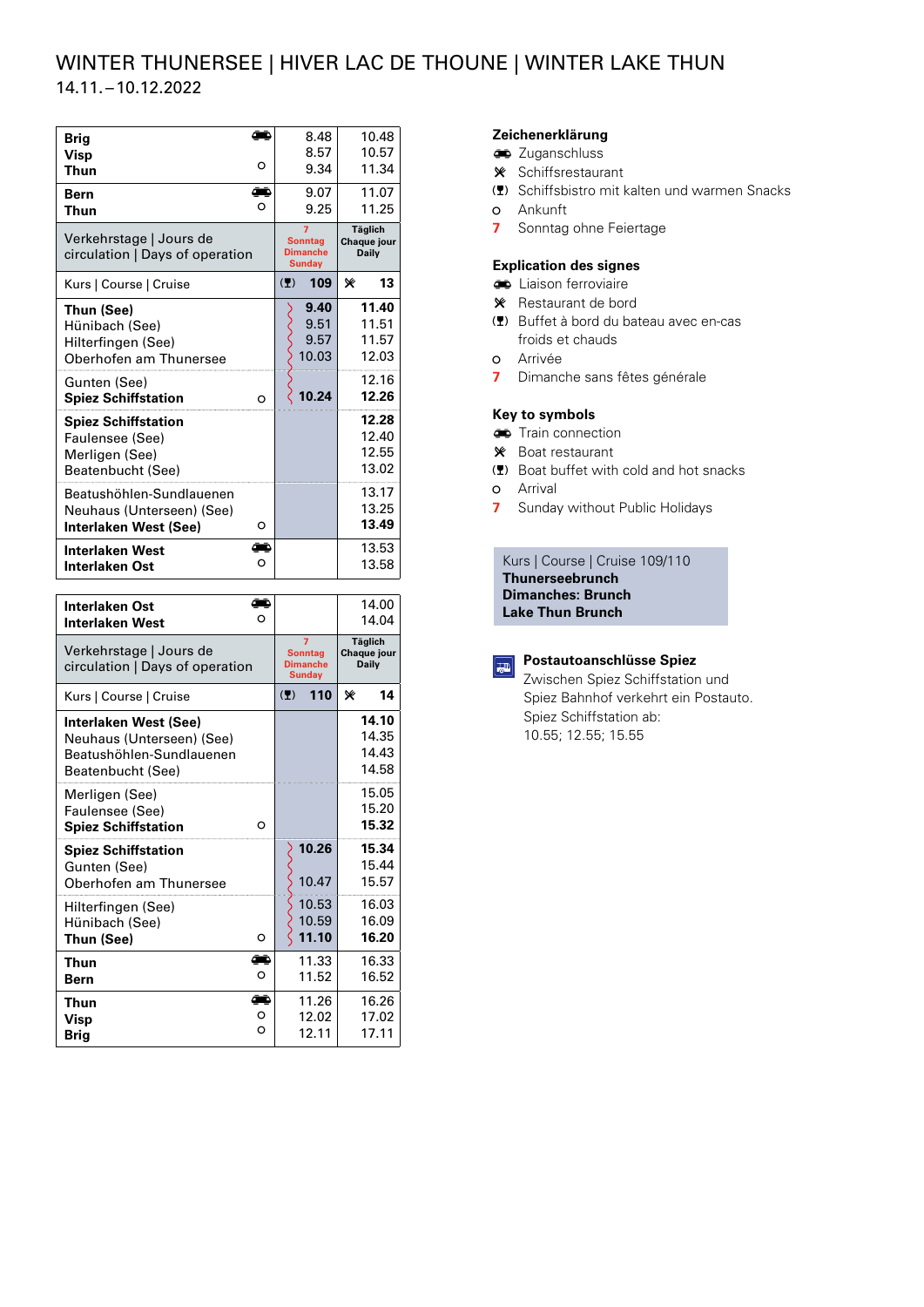# WINTER THUNERSEE | HIVER LAC DE THOUNE | WINTER LAKE THUN

14.11.–10.12.2022

| Station | | | |
|---|---|---|---|
| **Brig** | 🚆 | 8.48 | 10.48 |
| **Visp** | | 8.57 | 10.57 |
| **Thun** | o | 9.34 | 11.34 |
| **Bern** | 🚆 | 9.07 | 11.07 |
| **Thun** | o | 9.25 | 11.25 |
| Verkehrstage \| Jours de circulation \| Days of operation | | 7 Sonntag Dimanche Sunday | Täglich Chaque jour Daily |
| Kurs \| Course \| Cruise | | (🍷) **109** | ✕ **13** |
| **Thun (See)** | | **9.40** | **11.40** |
| Hünibach (See) | | 9.51 | 11.51 |
| Hilterfingen (See) | | 9.57 | 11.57 |
| Oberhofen am Thunersee | | 10.03 | 12.03 |
| Gunten (See) | | | 12.16 |
| **Spiez Schiffstation** | o | **10.24** | **12.26** |
| **Spiez Schiffstation** | | | **12.28** |
| Faulensee (See) | | | 12.40 |
| Merligen (See) | | | 12.55 |
| Beatenbucht (See) | | | 13.02 |
| Beatushöhlen-Sundlauenen | | | 13.17 |
| Neuhaus (Unterseen) (See) | | | 13.25 |
| **Interlaken West (See)** | o | | **13.49** |
| **Interlaken West** | 🚆 | | 13.53 |
| **Interlaken Ost** | o | | 13.58 |

| Station | | | |
|---|---|---|---|
| **Interlaken Ost** | 🚆 | | 14.00 |
| **Interlaken West** | o | | 14.04 |
| Verkehrstage \| Jours de circulation \| Days of operation | | 7 Sonntag Dimanche Sunday | Täglich Chaque jour Daily |
| Kurs \| Course \| Cruise | | (🍷) **110** | ✕ **14** |
| **Interlaken West (See)** | | | **14.10** |
| Neuhaus (Unterseen) (See) | | | 14.35 |
| Beatushöhlen-Sundlauenen | | | 14.43 |
| Beatenbucht (See) | | | 14.58 |
| Merligen (See) | | | 15.05 |
| Faulensee (See) | | | 15.20 |
| **Spiez Schiffstation** | o | | **15.32** |
| **Spiez Schiffstation** | | **10.26** | **15.34** |
| Gunten (See) | | | 15.44 |
| Oberhofen am Thunersee | | 10.47 | 15.57 |
| Hilterfingen (See) | | 10.53 | 16.03 |
| Hünibach (See) | | 10.59 | 16.09 |
| **Thun (See)** | o | **11.10** | **16.20** |
| **Thun** | 🚆 | 11.33 | 16.33 |
| **Bern** | o | 11.52 | 16.52 |
| **Thun** | 🚆 | 11.26 | 16.26 |
| **Visp** | o | 12.02 | 17.02 |
| **Brig** | o | 12.11 | 17.11 |

### Zeichenerklärung

- 🚆 Zuganschluss
- ✕ Schiffsrestaurant
- (🍷) Schiffsbistro mit kalten und warmen Snacks
- o Ankunft
- 7 Sonntag ohne Feiertage

### Explication des signes

- 🚆 Liaison ferroviaire
- ✕ Restaurant de bord
- (🍷) Buffet à bord du bateau avec en-cas froids et chauds
- o Arrivée
- 7 Dimanche sans fêtes générale

### Key to symbols

- 🚆 Train connection
- ✕ Boat restaurant
- (🍷) Boat buffet with cold and hot snacks
- o Arrival
- 7 Sunday without Public Holidays

Kurs | Course | Cruise 109/110
**Thunerseebrunch**
**Dimanches: Brunch**
**Lake Thun Brunch**

**Postautoanschlüsse Spiez**
Zwischen Spiez Schiffstation und Spiez Bahnhof verkehrt ein Postauto.
Spiez Schiffstation ab:
10.55; 12.55; 15.55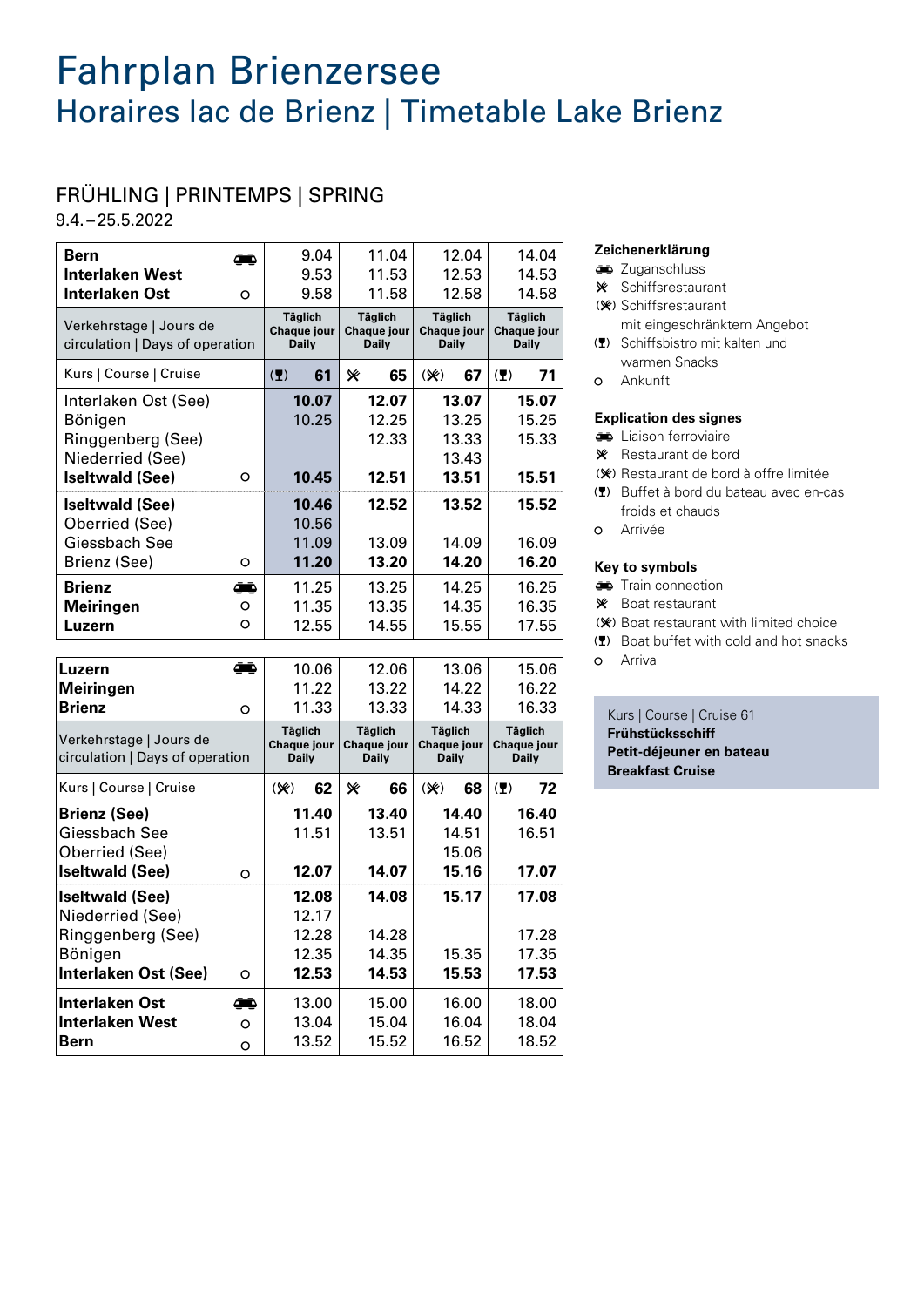# Fahrplan Brienzersee

## Horaires lac de Brienz | Timetable Lake Brienz

### FRÜHLING | PRINTEMPS | SPRING

9.4.–25.5.2022

| | | | | | |
|---|---|---|---|---|---|
| **Bern** | 🚆 | 9.04 | 11.04 | 12.04 | 14.04 |
| **Interlaken West** | | 9.53 | 11.53 | 12.53 | 14.53 |
| **Interlaken Ost** | o | 9.58 | 11.58 | 12.58 | 14.58 |
| Verkehrstage \| Jours de circulation \| Days of operation | | **Täglich Chaque jour Daily** | **Täglich Chaque jour Daily** | **Täglich Chaque jour Daily** | **Täglich Chaque jour Daily** |
| Kurs \| Course \| Cruise | | (🍷) **61** | ✗ **65** | (✗) **67** | (🍷) **71** |
| Interlaken Ost (See) | | **10.07** | **12.07** | **13.07** | **15.07** |
| Bönigen | | 10.25 | 12.25 | 13.25 | 15.25 |
| Ringgenberg (See) | | | 12.33 | 13.33 | 15.33 |
| Niederried (See) | | | | 13.43 | |
| **Iseltwald (See)** | o | **10.45** | **12.51** | **13.51** | **15.51** |
| **Iseltwald (See)** | | **10.46** | **12.52** | **13.52** | **15.52** |
| Oberried (See) | | 10.56 | | | |
| Giessbach See | | 11.09 | 13.09 | 14.09 | 16.09 |
| Brienz (See) | o | **11.20** | **13.20** | **14.20** | **16.20** |
| **Brienz** | 🚆 | 11.25 | 13.25 | 14.25 | 16.25 |
| **Meiringen** | o | 11.35 | 13.35 | 14.35 | 16.35 |
| **Luzern** | o | 12.55 | 14.55 | 15.55 | 17.55 |

| | | | | | |
|---|---|---|---|---|---|
| **Luzern** | 🚆 | 10.06 | 12.06 | 13.06 | 15.06 |
| **Meiringen** | | 11.22 | 13.22 | 14.22 | 16.22 |
| **Brienz** | o | 11.33 | 13.33 | 14.33 | 16.33 |
| Verkehrstage \| Jours de circulation \| Days of operation | | **Täglich Chaque jour Daily** | **Täglich Chaque jour Daily** | **Täglich Chaque jour Daily** | **Täglich Chaque jour Daily** |
| Kurs \| Course \| Cruise | | (✗) **62** | ✗ **66** | (✗) **68** | (🍷) **72** |
| **Brienz (See)** | | **11.40** | **13.40** | **14.40** | **16.40** |
| Giessbach See | | 11.51 | 13.51 | 14.51 | 16.51 |
| Oberried (See) | | | | 15.06 | |
| **Iseltwald (See)** | o | **12.07** | **14.07** | **15.16** | **17.07** |
| **Iseltwald (See)** | | **12.08** | **14.08** | **15.17** | **17.08** |
| Niederried (See) | | 12.17 | | | |
| Ringgenberg (See) | | 12.28 | 14.28 | | 17.28 |
| Bönigen | | 12.35 | 14.35 | 15.35 | 17.35 |
| **Interlaken Ost (See)** | o | **12.53** | **14.53** | **15.53** | **17.53** |
| **Interlaken Ost** | 🚆 | 13.00 | 15.00 | 16.00 | 18.00 |
| **Interlaken West** | o | 13.04 | 15.04 | 16.04 | 18.04 |
| **Bern** | o | 13.52 | 15.52 | 16.52 | 18.52 |

**Zeichenerklärung**

- 🚆 Zuganschluss
- ✗ Schiffsrestaurant
- (✗) Schiffsrestaurant mit eingeschränktem Angebot
- (🍷) Schiffsbistro mit kalten und warmen Snacks
- o Ankunft

**Explication des signes**

- 🚆 Liaison ferroviaire
- ✗ Restaurant de bord
- (✗) Restaurant de bord à offre limitée
- (🍷) Buffet à bord du bateau avec en-cas froids et chauds
- o Arrivée

**Key to symbols**

- 🚆 Train connection
- ✗ Boat restaurant
- (✗) Boat restaurant with limited choice
- (🍷) Boat buffet with cold and hot snacks
- o Arrival

Kurs | Course | Cruise 61
**Frühstücksschiff**
**Petit-déjeuner en bateau**
**Breakfast Cruise**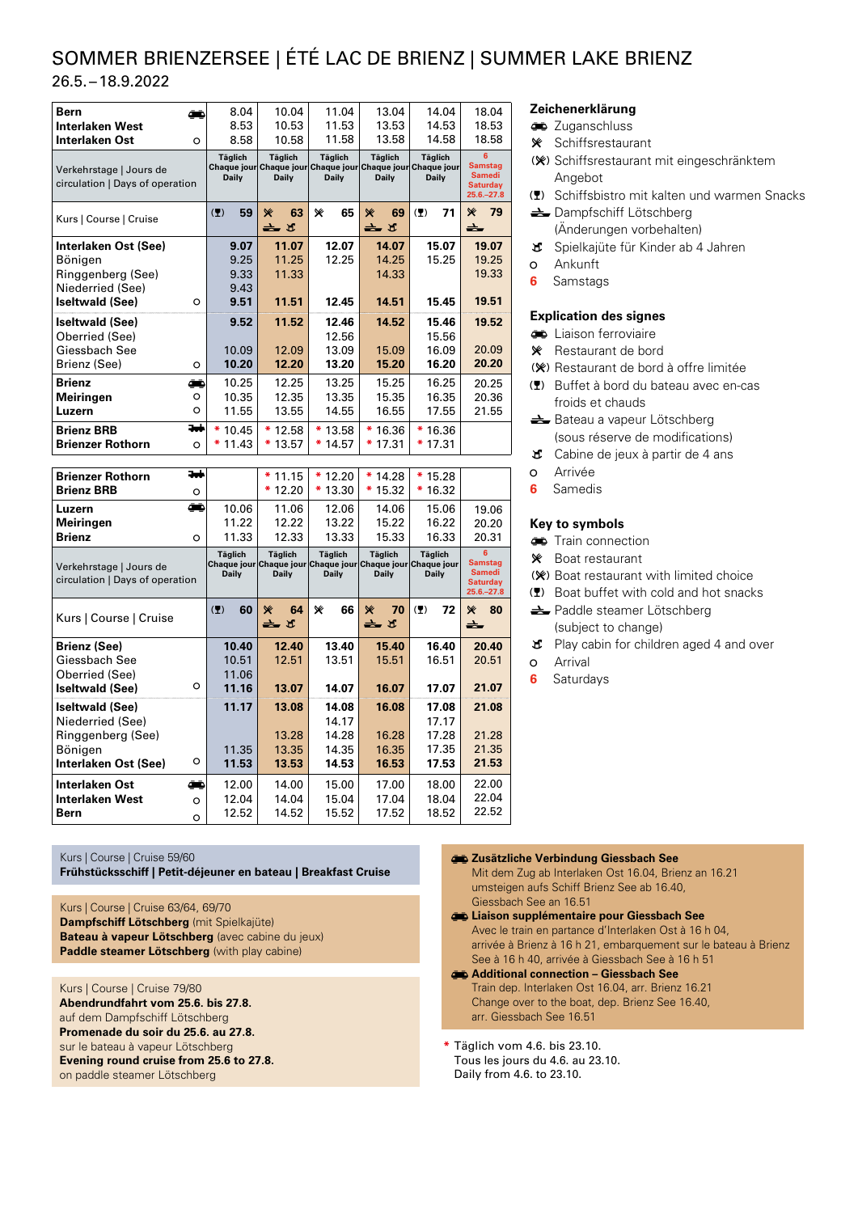# SOMMER BRIENZERSEE | ÉTÉ LAC DE BRIENZ | SUMMER LAKE BRIENZ

26.5.–18.9.2022

| | | | | | | | |
|---|---|---|---|---|---|---|---|
| **Bern** | 🚃 | 8.04 | 10.04 | 11.04 | 13.04 | 14.04 | 18.04 |
| **Interlaken West** | | 8.53 | 10.53 | 11.53 | 13.53 | 14.53 | 18.53 |
| **Interlaken Ost** | o | 8.58 | 10.58 | 11.58 | 13.58 | 14.58 | 18.58 |
| Verkehrstage \| Jours de circulation \| Days of operation | | Täglich Chaque jour Daily | Täglich Chaque jour Daily | Täglich Chaque jour Daily | Täglich Chaque jour Daily | Täglich Chaque jour Daily | 6 Samstag Samedi Saturday 25.6.–27.8 |
| Kurs \| Course \| Cruise | | (🍷) 59 | ✂ 63 ⛴ 🐴 | ✂ 65 | ✂ 69 ⛴ 🐴 | (🍷) 71 | ✂ 79 ⛴ |
| **Interlaken Ost (See)** | | **9.07** | **11.07** | **12.07** | **14.07** | **15.07** | **19.07** |
| Bönigen | | 9.25 | 11.25 | 12.25 | 14.25 | 15.25 | 19.25 |
| Ringgenberg (See) | | 9.33 | 11.33 | | 14.33 | | 19.33 |
| Niederried (See) | | 9.43 | | | | | |
| **Iseltwald (See)** | o | **9.51** | **11.51** | **12.45** | **14.51** | **15.45** | **19.51** |
| **Iseltwald (See)** | | **9.52** | **11.52** | **12.46** | **14.52** | **15.46** | **19.52** |
| Oberried (See) | | | | 12.56 | | 15.56 | |
| Giessbach See | | 10.09 | 12.09 | 13.09 | 15.09 | 16.09 | 20.09 |
| Brienz (See) | o | **10.20** | **12.20** | **13.20** | **15.20** | **16.20** | **20.20** |
| **Brienz** | 🚃 | 10.25 | 12.25 | 13.25 | 15.25 | 16.25 | 20.25 |
| **Meiringen** | o | 10.35 | 12.35 | 13.35 | 15.35 | 16.35 | 20.36 |
| **Luzern** | o | 11.55 | 13.55 | 14.55 | 16.55 | 17.55 | 21.55 |
| **Brienz BRB** | 🚂 | * 10.45 | * 12.58 | * 13.58 | * 16.36 | * 16.36 | |
| **Brienzer Rothorn** | o | * 11.43 | * 13.57 | * 14.57 | * 17.31 | * 17.31 | |

| | | | | | | | |
|---|---|---|---|---|---|---|---|
| **Brienzer Rothorn** | 🚂 | | * 11.15 | * 12.20 | * 14.28 | * 15.28 | |
| **Brienz BRB** | o | | * 12.20 | * 13.30 | * 15.32 | * 16.32 | |
| **Luzern** | 🚃 | 10.06 | 11.06 | 12.06 | 14.06 | 15.06 | 19.06 |
| **Meiringen** | | 11.22 | 12.22 | 13.22 | 15.22 | 16.22 | 20.20 |
| **Brienz** | o | 11.33 | 12.33 | 13.33 | 15.33 | 16.33 | 20.31 |
| Verkehrstage \| Jours de circulation \| Days of operation | | Täglich Chaque jour Daily | Täglich Chaque jour Daily | Täglich Chaque jour Daily | Täglich Chaque jour Daily | Täglich Chaque jour Daily | 6 Samstag Samedi Saturday 25.6.–27.8 |
| Kurs \| Course \| Cruise | | (🍷) 60 | ✂ 64 ⛴ 🐴 | ✂ 66 | ✂ 70 ⛴ 🐴 | (🍷) 72 | ✂ 80 ⛴ |
| **Brienz (See)** | | **10.40** | **12.40** | **13.40** | **15.40** | **16.40** | **20.40** |
| Giessbach See | | 10.51 | 12.51 | 13.51 | 15.51 | 16.51 | 20.51 |
| Oberried (See) | | 11.06 | | | | | |
| **Iseltwald (See)** | o | **11.16** | **13.07** | **14.07** | **16.07** | **17.07** | **21.07** |
| **Iseltwald (See)** | | **11.17** | **13.08** | **14.08** | **16.08** | **17.08** | **21.08** |
| Niederried (See) | | | | 14.17 | | 17.17 | |
| Ringgenberg (See) | | | 13.28 | 14.28 | 16.28 | 17.28 | 21.28 |
| Bönigen | | 11.35 | 13.35 | 14.35 | 16.35 | 17.35 | 21.35 |
| **Interlaken Ost (See)** | o | **11.53** | **13.53** | **14.53** | **16.53** | **17.53** | **21.53** |
| **Interlaken Ost** | 🚃 | 12.00 | 14.00 | 15.00 | 17.00 | 18.00 | 22.00 |
| **Interlaken West** | o | 12.04 | 14.04 | 15.04 | 17.04 | 18.04 | 22.04 |
| **Bern** | o | 12.52 | 14.52 | 15.52 | 17.52 | 18.52 | 22.52 |

### Zeichenerklärung
- 🚃 Zuganschluss
- ✂ Schiffsrestaurant
- (✂) Schiffsrestaurant mit eingeschränktem Angebot
- (🍷) Schiffsbistro mit kalten und warmen Snacks
- ⛴ Dampfschiff Lötschberg (Änderungen vorbehalten)
- 🐴 Spielkajüte für Kinder ab 4 Jahren
- o Ankunft
- 6 Samstags

### Explication des signes
- 🚃 Liaison ferroviaire
- ✂ Restaurant de bord
- (✂) Restaurant de bord à offre limitée
- (🍷) Buffet à bord du bateau avec en-cas froids et chauds
- ⛴ Bateau a vapeur Lötschberg (sous réserve de modifications)
- 🐴 Cabine de jeux à partir de 4 ans
- o Arrivée
- 6 Samedis

### Key to symbols
- 🚃 Train connection
- ✂ Boat restaurant
- (✂) Boat restaurant with limited choice
- (🍷) Boat buffet with cold and hot snacks
- ⛴ Paddle steamer Lötschberg (subject to change)
- 🐴 Play cabin for children aged 4 and over
- o Arrival
- 6 Saturdays

Kurs | Course | Cruise 59/60
**Frühstücksschiff | Petit-déjeuner en bateau | Breakfast Cruise**

Kurs | Course | Cruise 63/64, 69/70
**Dampfschiff Lötschberg** (mit Spielkajüte)
**Bateau à vapeur Lötschberg** (avec cabine du jeux)
**Paddle steamer Lötschberg** (with play cabine)

Kurs | Course | Cruise 79/80
**Abendrundfahrt vom 25.6. bis 27.8.**
auf dem Dampfschiff Lötschberg
**Promenade du soir du 25.6. au 27.8.**
sur le bateau à vapeur Lötschberg
**Evening round cruise from 25.6 to 27.8.**
on paddle steamer Lötschberg

🚃 **Zusätzliche Verbindung Giessbach See**
Mit dem Zug ab Interlaken Ost 16.04, Brienz an 16.21 umsteigen aufs Schiff Brienz See ab 16.40, Giessbach See an 16.51

🚃 **Liaison supplémentaire pour Giessbach See**
Avec le train en partance d'Interlaken Ost à 16 h 04, arrivée à Brienz à 16 h 21, embarquement sur le bateau à Brienz See à 16 h 40, arrivée à Giessbach See à 16 h 51

🚃 **Additional connection – Giessbach See**
Train dep. Interlaken Ost 16.04, arr. Brienz 16.21
Change over to the boat, dep. Brienz See 16.40, arr. Giessbach See 16.51

\* Täglich vom 4.6. bis 23.10.
Tous les jours du 4.6. au 23.10.
Daily from 4.6. to 23.10.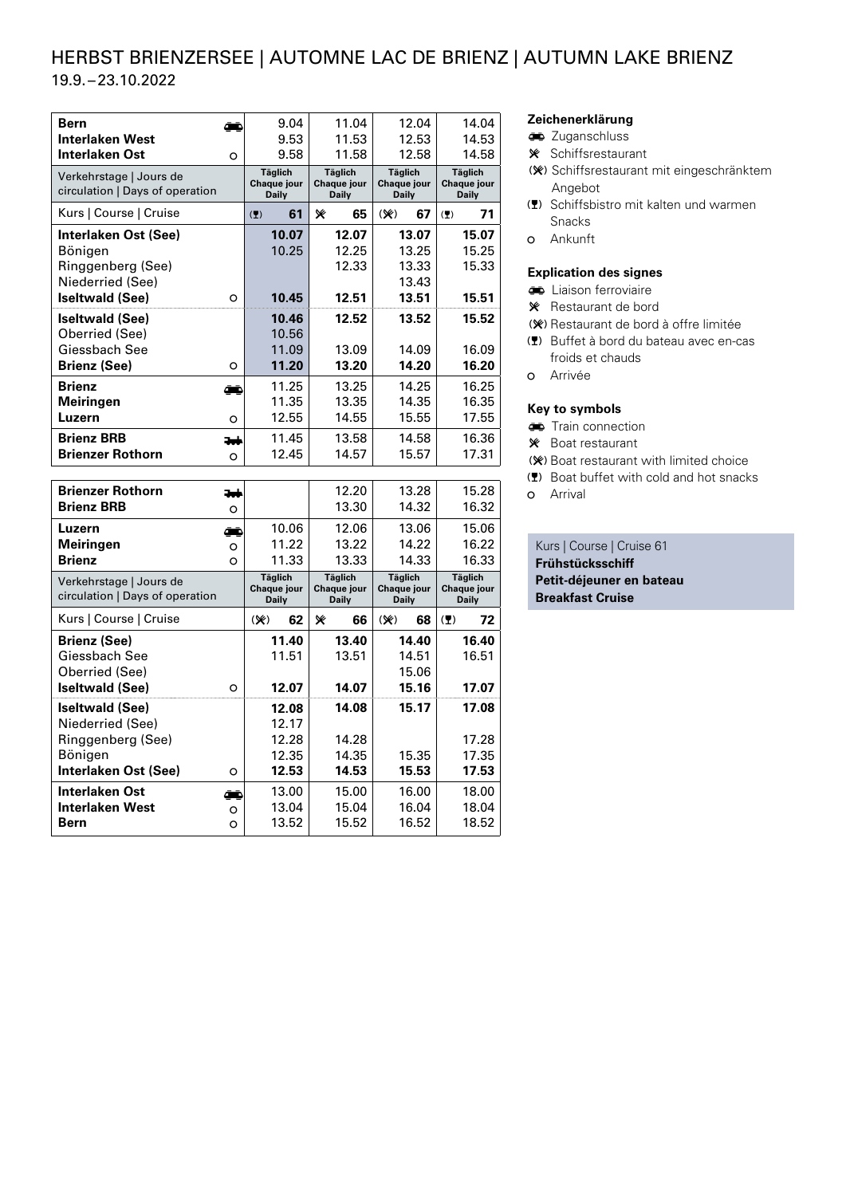# HERBST BRIENZERSEE | AUTOMNE LAC DE BRIENZ | AUTUMN LAKE BRIENZ

19.9.–23.10.2022

| | | | | | |
|---|---|---|---|---|---|
| **Bern** | 🚆 | 9.04 | 11.04 | 12.04 | 14.04 |
| **Interlaken West** | | 9.53 | 11.53 | 12.53 | 14.53 |
| **Interlaken Ost** | o | 9.58 | 11.58 | 12.58 | 14.58 |
| Verkehrstage \| Jours de circulation \| Days of operation | | Täglich Chaque jour Daily | Täglich Chaque jour Daily | Täglich Chaque jour Daily | Täglich Chaque jour Daily |
| Kurs \| Course \| Cruise | | (🍷) **61** | ✕ **65** | (✕) **67** | (🍷) **71** |
| **Interlaken Ost (See)** | | **10.07** | **12.07** | **13.07** | **15.07** |
| Bönigen | | 10.25 | 12.25 | 13.25 | 15.25 |
| Ringgenberg (See) | | | 12.33 | 13.33 | 15.33 |
| Niederried (See) | | | | 13.43 | |
| **Iseltwald (See)** | o | **10.45** | **12.51** | **13.51** | **15.51** |
| **Iseltwald (See)** | | **10.46** | **12.52** | **13.52** | **15.52** |
| Oberried (See) | | 10.56 | | | |
| Giessbach See | | 11.09 | 13.09 | 14.09 | 16.09 |
| **Brienz (See)** | o | **11.20** | **13.20** | **14.20** | **16.20** |
| **Brienz** | 🚆 | 11.25 | 13.25 | 14.25 | 16.25 |
| **Meiringen** | | 11.35 | 13.35 | 14.35 | 16.35 |
| **Luzern** | o | 12.55 | 14.55 | 15.55 | 17.55 |
| **Brienz BRB** | 🚂 | 11.45 | 13.58 | 14.58 | 16.36 |
| **Brienzer Rothorn** | o | 12.45 | 14.57 | 15.57 | 17.31 |

| | | | | | |
|---|---|---|---|---|---|
| **Brienzer Rothorn** | 🚂 | | 12.20 | 13.28 | 15.28 |
| **Brienz BRB** | o | | 13.30 | 14.32 | 16.32 |
| **Luzern** | 🚆 | 10.06 | 12.06 | 13.06 | 15.06 |
| **Meiringen** | o | 11.22 | 13.22 | 14.22 | 16.22 |
| **Brienz** | o | 11.33 | 13.33 | 14.33 | 16.33 |
| Verkehrstage \| Jours de circulation \| Days of operation | | Täglich Chaque jour Daily | Täglich Chaque jour Daily | Täglich Chaque jour Daily | Täglich Chaque jour Daily |
| Kurs \| Course \| Cruise | | (✕) **62** | ✕ **66** | (✕) **68** | (🍷) **72** |
| **Brienz (See)** | | **11.40** | **13.40** | **14.40** | **16.40** |
| Giessbach See | | 11.51 | 13.51 | 14.51 | 16.51 |
| Oberried (See) | | | | 15.06 | |
| **Iseltwald (See)** | o | **12.07** | **14.07** | **15.16** | **17.07** |
| **Iseltwald (See)** | | **12.08** | **14.08** | **15.17** | **17.08** |
| Niederried (See) | | 12.17 | | | |
| Ringgenberg (See) | | 12.28 | 14.28 | | 17.28 |
| Bönigen | | 12.35 | 14.35 | 15.35 | 17.35 |
| **Interlaken Ost (See)** | o | **12.53** | **14.53** | **15.53** | **17.53** |
| **Interlaken Ost** | 🚆 | 13.00 | 15.00 | 16.00 | 18.00 |
| **Interlaken West** | o | 13.04 | 15.04 | 16.04 | 18.04 |
| **Bern** | o | 13.52 | 15.52 | 16.52 | 18.52 |

### Zeichenerklärung

- 🚆 Zuganschluss
- ✕ Schiffsrestaurant
- (✕) Schiffsrestaurant mit eingeschränktem Angebot
- (🍷) Schiffsbistro mit kalten und warmen Snacks
- o Ankunft

### Explication des signes

- 🚆 Liaison ferroviaire
- ✕ Restaurant de bord
- (✕) Restaurant de bord à offre limitée
- (🍷) Buffet à bord du bateau avec en-cas froids et chauds
- o Arrivée

### Key to symbols

- 🚆 Train connection
- ✕ Boat restaurant
- (✕) Boat restaurant with limited choice
- (🍷) Boat buffet with cold and hot snacks
- o Arrival

Kurs | Course | Cruise 61
**Frühstücksschiff**
**Petit-déjeuner en bateau**
**Breakfast Cruise**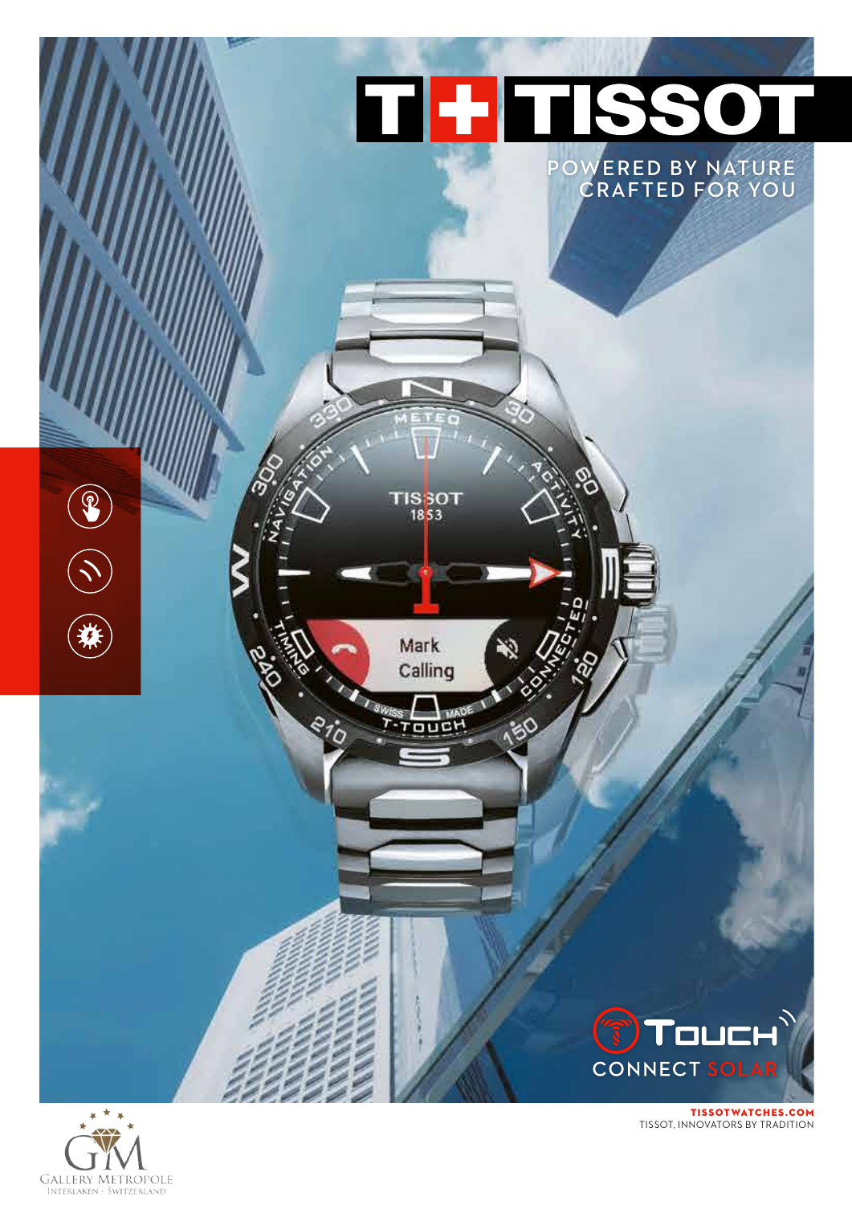# TISSOT

POWERED BY NATURE
CRAFTED FOR YOU

T-TOUCH CONNECT SOLAR

TISSOTWATCHES.COM
TISSOT, INNOVATORS BY TRADITION

GALLERY METROPOLE
INTERLAKEN · SWITZERLAND